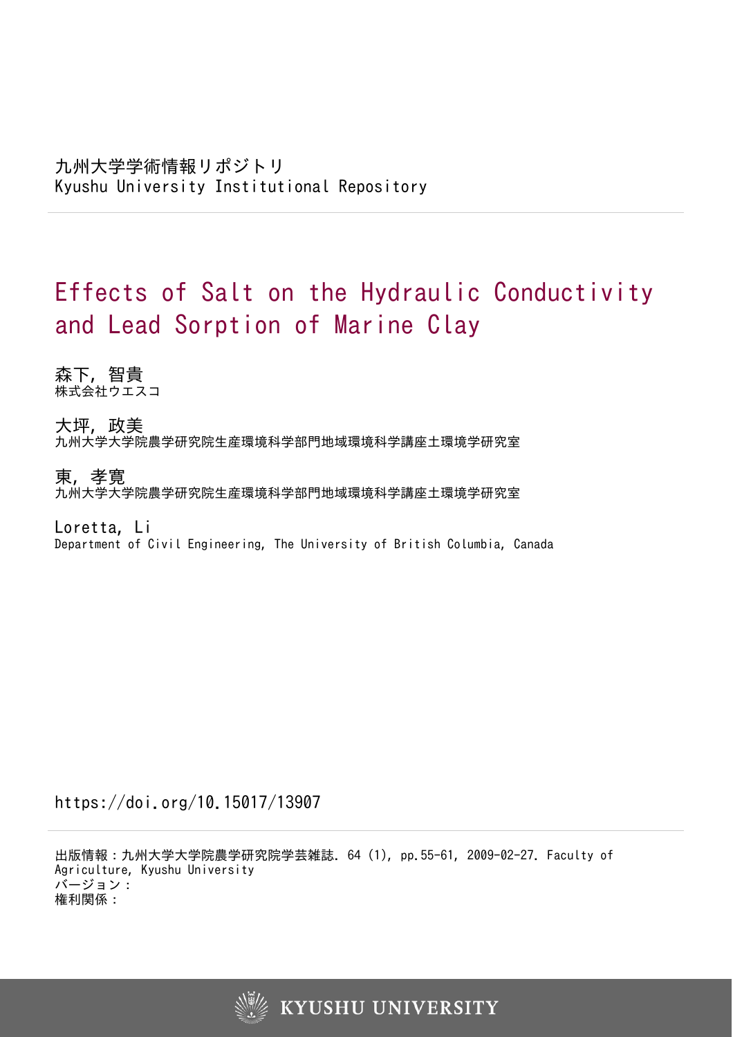九州大学学術情報リポジトリ
Kyushu University Institutional Repository

# Effects of Salt on the Hydraulic Conductivity and Lead Sorption of Marine Clay

森下, 智貴
株式会社ウエスコ

大坪, 政美
九州大学大学院農学研究院生産環境科学部門地域環境科学講座土環境学研究室

東, 孝寛
九州大学大学院農学研究院生産環境科学部門地域環境科学講座土環境学研究室

Loretta, Li
Department of Civil Engineering, The University of British Columbia, Canada

https://doi.org/10.15017/13907

出版情報：九州大学大学院農学研究院学芸雑誌. 64 (1), pp.55-61, 2009-02-27. Faculty of Agriculture, Kyushu University
バージョン：
権利関係：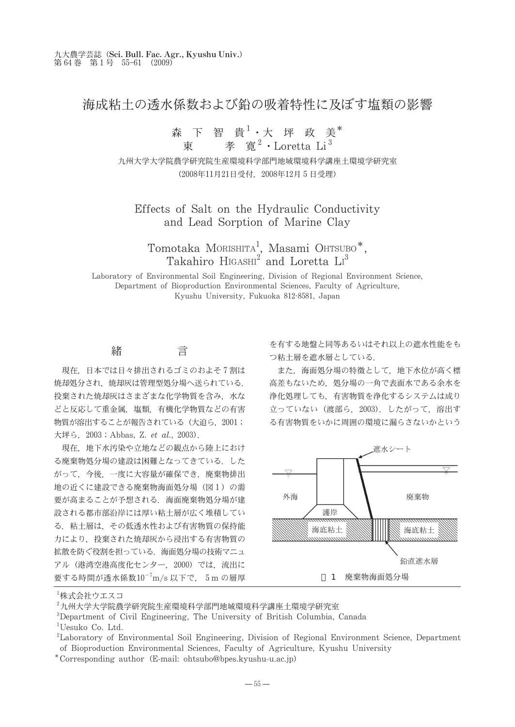# 海成粘土の透水係数および鉛の吸着特性に及ぼす塩類の影響

森 下 智 貴[1]・大 坪 政 美*
東 孝 寛[2]・Loretta Li[3]

九州大学大学院農学研究院生産環境科学部門地域環境科学講座土環境学研究室

(2008年11月21日受付，2008年12月 5 日受理)

## Effects of Salt on the Hydraulic Conductivity and Lead Sorption of Marine Clay

Tomotaka MORISHITA[1], Masami OHTSUBO*, Takahiro HIGASHI[2] and Loretta LI[3]

Laboratory of Environmental Soil Engineering, Division of Regional Environment Science, Department of Bioproduction Environmental Sciences, Faculty of Agriculture, Kyushu University, Fukuoka 812-8581, Japan

## 緒　　言

現在，日本では日々排出されるゴミのおよそ 7 割は焼却処分され，焼却灰は管理型処分場へ送られている．投棄された焼却灰はさまざまな化学物質を含み，水などと反応して重金属，塩類，有機化学物質などの有害物質が溶出することが報告されている（大迫ら，2001；大坪ら，2003；Abbas, Z. *et al.*, 2003）．

現在，地下水汚染や立地などの観点から陸上における廃棄物処分場の建設は困難となってきている．したがって，今後，一度に大容量が確保でき，廃棄物排出地の近くに建設できる廃棄物海面処分場（図 1 ）の需要が高まることが予想される．海面廃棄物処分場が建設される都市部沿岸には厚い粘土層が広く堆積している．粘土層は，その低透水性および有害物質の保持能力により，投棄された焼却灰から浸出する有害物質の拡散を防ぐ役割を担っている．海面処分場の技術マニュアル（港湾空港高度化センター，2000）では，流出に要する時間が透水係数$10^{-7}$m/s 以下で， 5 m の層厚を有する地盤と同等あるいはそれ以上の遮水性能をもつ粘土層を遮水層としている．

また，海面処分場の特徴として，地下水位が高く標高差もないため，処分場の一角で表面水である余水を浄化処理しても，有害物質を浄化するシステムは成り立っていない（渡部ら，2003）．したがって，溶出する有害物質をいかに周囲の環境に漏らさないかという

遮水シート　外海　廃棄物　護岸　海底粘土　海底粘土　鉛直遮水層

図 1　廃棄物海面処分場

---

[1]株式会社ウエスコ
[2]九州大学大学院農学研究院生産環境科学部門地域環境科学講座土環境学研究室
[3]Department of Civil Engineering, The University of British Columbia, Canada
[1]Uesuko Co. Ltd.
[2]Laboratory of Environmental Soil Engineering, Division of Regional Environment Science, Department of Bioproduction Environmental Sciences, Faculty of Agriculture, Kyushu University
*Corresponding author (E-mail: ohtsubo@bpes.kyushu-u.ac.jp)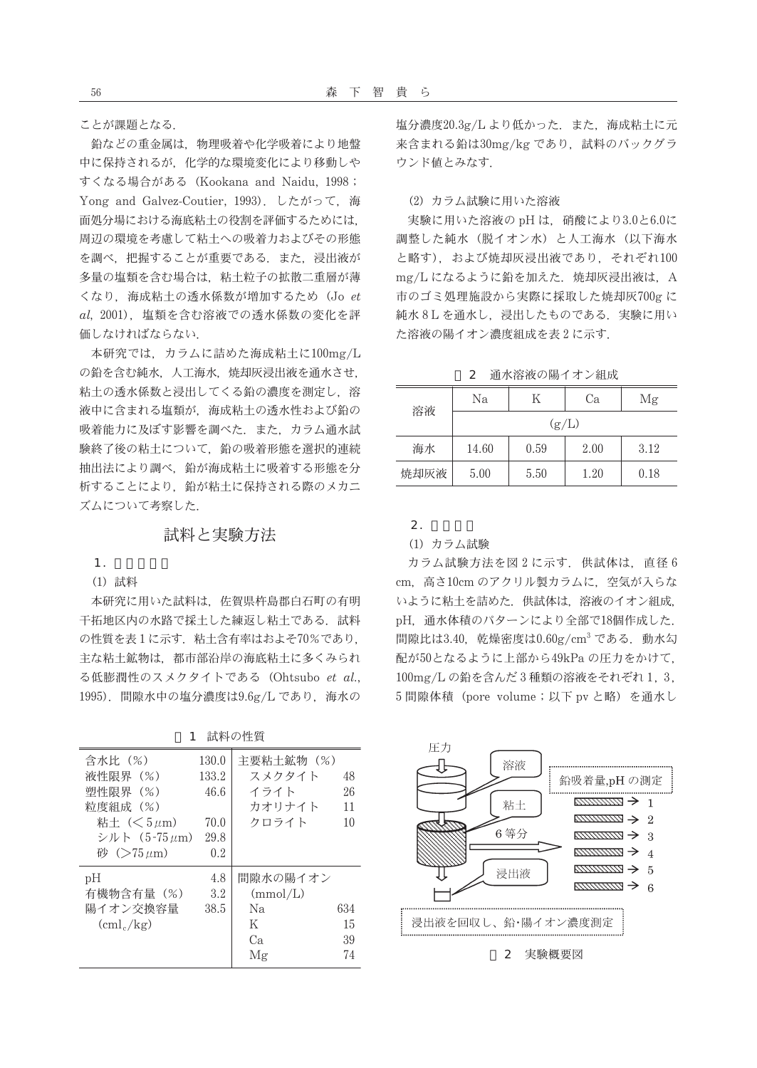ことが課題となる．

鉛などの重金属は，物理吸着や化学吸着により地盤中に保持されるが，化学的な環境変化により移動しやすくなる場合がある（Kookana and Naidu, 1998；Yong and Galvez-Coutier, 1993）．したがって，海面処分場における海底粘土の役割を評価するためには，周辺の環境を考慮して粘土への吸着力およびその形態を調べ，把握することが重要である．また，浸出液が多量の塩類を含む場合は，粘土粒子の拡散二重層が薄くなり，海成粘土の透水係数が増加するため（Jo *et al*, 2001），塩類を含む溶液での透水係数の変化を評価しなければならない．

本研究では，カラムに詰めた海成粘土に100mg/L の鉛を含む純水，人工海水，焼却灰浸出液を通水させ，粘土の透水係数と浸出してくる鉛の濃度を測定し，溶液中に含まれる塩類が，海成粘土の透水性および鉛の吸着能力に及ぼす影響を調べた．また，カラム通水試験終了後の粘土について，鉛の吸着形態を選択的連続抽出法により調べ，鉛が海成粘土に吸着する形態を分析することにより，鉛が粘土に保持される際のメカニズムについて考察した．

## 試料と実験方法

### 1．

(1) 試料

本研究に用いた試料は，佐賀県杵島郡白石町の有明干拓地区内の水路で採土した練返し粘土である．試料の性質を表1に示す．粘土含有率はおよそ70%であり，主な粘土鉱物は，都市部沿岸の海底粘土に多くみられる低膨潤性のスメクタイトである（Ohtsubo *et al*., 1995）．間隙水中の塩分濃度は9.6g/L であり，海水の塩分濃度20.3g/L より低かった．また，海成粘土に元来含まれる鉛は30mg/kg であり，試料のバックグラウンド値とみなす．

表 1　試料の性質

| | | | |
|---|---|---|---|
| 含水比（%） | 130.0 | 主要粘土鉱物（%） | |
| 液性限界（%） | 133.2 | スメクタイト | 48 |
| 塑性限界（%） | 46.6 | イライト | 26 |
| 粒度組成（%） | | カオリナイト | 11 |
| 粘土（$< 5\mu$m） | 70.0 | クロライト | 10 |
| シルト（5-75$\mu$m） | 29.8 | | |
| 砂（$>75\mu$m） | 0.2 | | |
| pH | 4.8 | 間隙水の陽イオン | |
| 有機物含有量（%） | 3.2 | (mmol/L) | |
| 陽イオン交換容量 | 38.5 | Na | 634 |
| ($cmol_c$/kg) | | K | 15 |
| | | Ca | 39 |
| | | Mg | 74 |

(2) カラム試験に用いた溶液

実験に用いた溶液の pH は，硝酸により3.0と6.0に調整した純水（脱イオン水）と人工海水（以下海水と略す），および焼却灰浸出液であり，それぞれ100 mg/L になるように鉛を加えた．焼却灰浸出液は，A市のゴミ処理施設から実際に採取した焼却灰700g に純水 8 L を通水し，浸出したものである．実験に用いた溶液の陽イオン濃度組成を表2に示す．

表 2　通水溶液の陽イオン組成

| 溶液 | Na | K | Ca | Mg |
|---|---|---|---|---|
| | (g/L) | | | |
| 海水 | 14.60 | 0.59 | 2.00 | 3.12 |
| 焼却灰液 | 5.00 | 5.50 | 1.20 | 0.18 |

### 2．

(1) カラム試験

カラム試験方法を図2に示す．供試体は，直径 6 cm，高さ10cm のアクリル製カラムに，空気が入らないように粘土を詰めた．供試体は，溶液のイオン組成，pH，通水体積のパターンにより全部で18個作成した．間隙比は3.40，乾燥密度は0.60g/cm$^3$ である．動水勾配が50となるように上部から49kPa の圧力をかけて，100mg/L の鉛を含んだ 3 種類の溶液をそれぞれ 1，3，5 間隙体積（pore volume；以下 pv と略）を通水し

図 2　実験概要図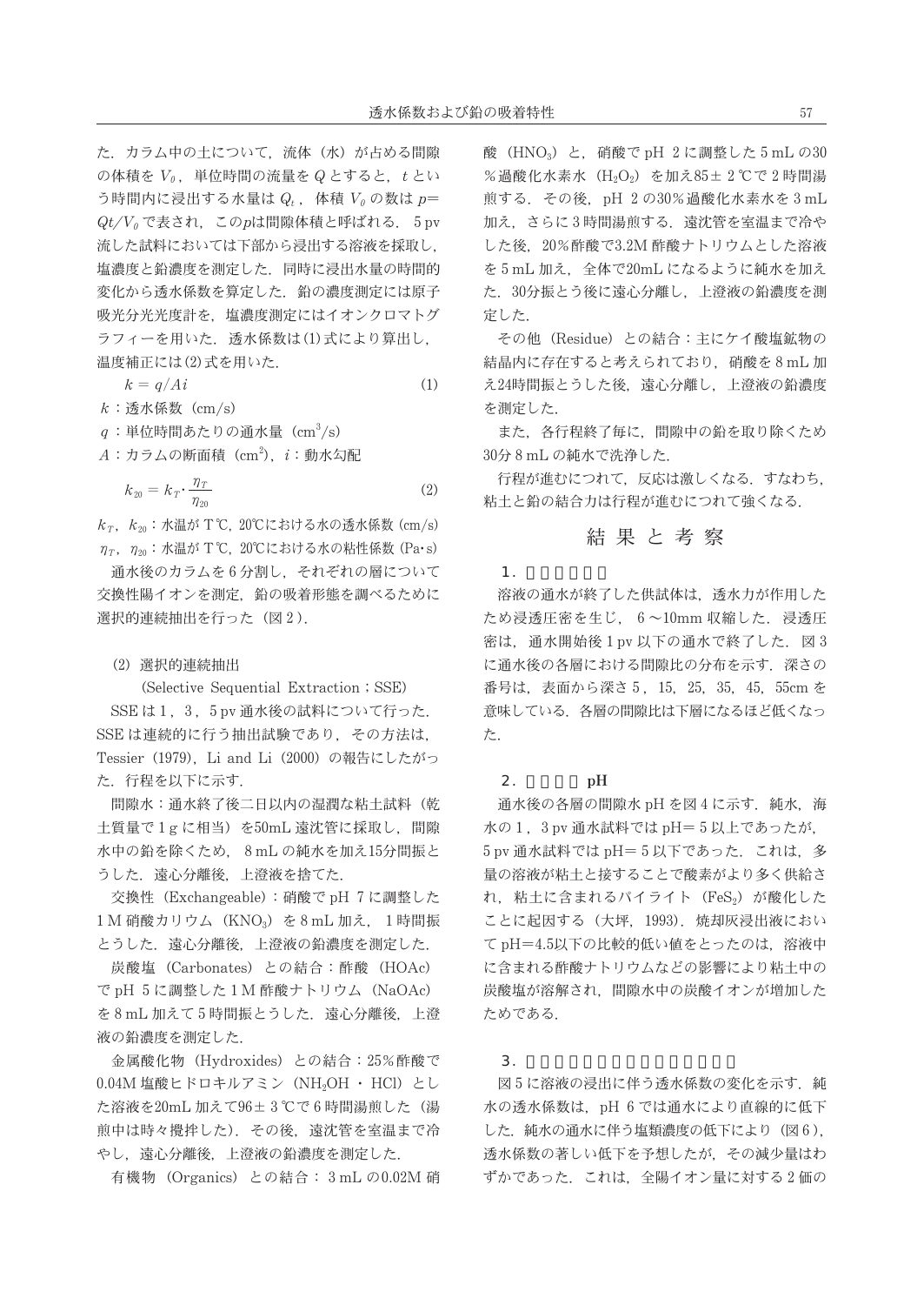た．カラム中の土について，流体（水）が占める間隙の体積を $V_0$，単位時間の流量を $Q$ とすると，$t$ という時間内に浸出する水量は $Q_t$，体積 $V_0$ の数は $p=Qt/V_0$ で表され，この$p$は間隙体積と呼ばれる．5 pv 流した試料においては下部から浸出する溶液を採取し，塩濃度と鉛濃度を測定した．同時に浸出水量の時間的変化から透水係数を算定した．鉛の濃度測定には原子吸光分光光度計を，塩濃度測定にはイオンクロマトグラフィーを用いた．透水係数は(1)式により算出し，温度補正には(2)式を用いた．

$$k = q/Ai \tag{1}$$

$k$：透水係数（cm/s）

$q$：単位時間あたりの通水量（$cm^3$/s）

$A$：カラムの断面積（$cm^2$），$i$：動水勾配

$$k_{20} = k_T \cdot \frac{\eta_T}{\eta_{20}} \tag{2}$$

$k_T$，$k_{20}$：水温が T℃，20℃における水の透水係数（cm/s）

$\eta_T$，$\eta_{20}$：水温が T℃，20℃における水の粘性係数（Pa･s）

通水後のカラムを 6 分割し，それぞれの層について交換性陽イオンを測定，鉛の吸着形態を調べるために選択的連続抽出を行った（図 2）．

(2) 選択的連続抽出

(Selective Sequential Extraction；SSE)

SSE は 1，3，5 pv 通水後の試料について行った．SSE は連続的に行う抽出試験であり，その方法は，Tessier (1979)，Li and Li (2000) の報告にしたがった．行程を以下に示す．

間隙水：通水終了後二日以内の湿潤な粘土試料（乾土質量で 1 g に相当）を50mL 遠沈管に採取し，間隙水中の鉛を除くため，8 mL の純水を加え15分間振とうした．遠心分離後，上澄液を捨てた．

交換性（Exchangeable）：硝酸で pH 7 に調整した 1 M 硝酸カリウム（$KNO_3$）を 8 mL 加え，1 時間振とうした．遠心分離後，上澄液の鉛濃度を測定した．

炭酸塩（Carbonates）との結合：酢酸（HOAc）で pH 5 に調整した 1 M 酢酸ナトリウム（NaOAc）を 8 mL 加えて 5 時間振とうした．遠心分離後，上澄液の鉛濃度を測定した．

金属酸化物（Hydroxides）との結合：25％酢酸で 0.04M 塩酸ヒドロキルアミン（$NH_2OH$ ・ HCl）とした溶液を20mL 加えて96± 3 ℃で 6 時間湯煎した（湯煎中は時々撹拌した）．その後，遠沈管を室温まで冷やし，遠心分離後，上澄液の鉛濃度を測定した．

有機物（Organics）との結合：3 mL の0.02M 硝酸（$HNO_3$）と，硝酸で pH 2 に調整した 5 mL の30％過酸化水素水（$H_2O_2$）を加え85± 2 ℃で 2 時間湯煎する．その後，pH 2 の30％過酸化水素水を 3 mL 加え，さらに 3 時間湯煎する．遠沈管を室温まで冷やした後，20％酢酸で3.2M 酢酸ナトリウムとした溶液を 5 mL 加え，全体で20mL になるように純水を加えた．30分振とう後に遠心分離し，上澄液の鉛濃度を測定した．

その他（Residue）との結合：主にケイ酸塩鉱物の結晶内に存在すると考えられており，硝酸を 8 mL 加え24時間振とうした後，遠心分離し，上澄液の鉛濃度を測定した．

また，各行程終了毎に，間隙中の鉛を取り除くため30分 8 mL の純水で洗浄した．

行程が進むにつれて，反応は激しくなる．すなわち，粘土と鉛の結合力は行程が進むにつれて強くなる．

## 結 果 と 考 察

### 1．□□□□□

溶液の通水が終了した供試体は，透水力が作用したため浸透圧密を生じ，6 ～10mm 収縮した．浸透圧密は，通水開始後 1 pv 以下の通水で終了した．図 3 に通水後の各層における間隙比の分布を示す．深さの番号は，表面から深さ 5，15，25，35，45，55cm を意味している．各層の間隙比は下層になるほど低くなった．

### 2．□□□□ pH

通水後の各層の間隙水 pH を図 4 に示す．純水，海水の 1，3 pv 通水試料では pH＝ 5 以上であったが，5 pv 通水試料では pH＝ 5 以下であった．これは，多量の溶液が粘土と接することで酸素がより多く供給され，粘土に含まれるパイライト（$FeS_2$）が酸化したことに起因する（大坪，1993）．焼却灰浸出液において pH＝4.5以下の比較的低い値をとったのは，溶液中に含まれる酢酸ナトリウムなどの影響により粘土中の炭酸塩が溶解され，間隙水中の炭酸イオンが増加したためである．

### 3．□□□□□□□□□□□□□□

図 5 に溶液の浸出に伴う透水係数の変化を示す．純水の透水係数は，pH 6 では通水により直線的に低下した．純水の通水に伴う塩類濃度の低下により（図 6），透水係数の著しい低下を予想したが，その減少量はわずかであった．これは，全陽イオン量に対する 2 価の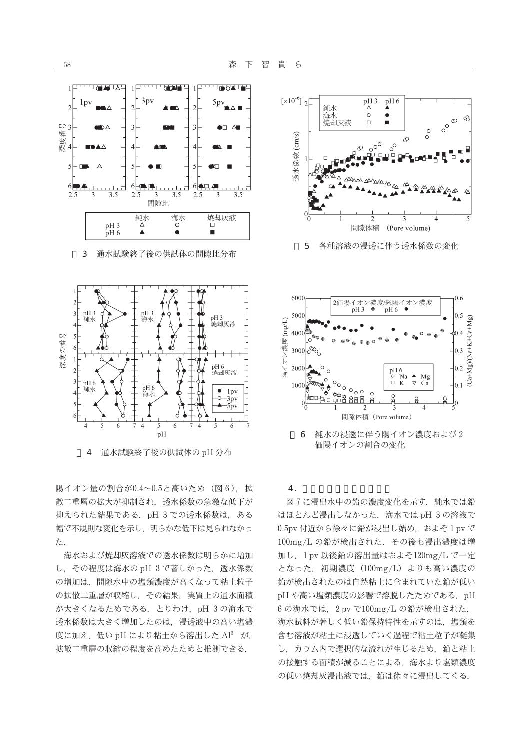図3　通水試験終了後の供試体の間隙比分布

図5　各種溶液の浸透に伴う透水係数の変化

図4　通水試験終了後の供試体の pH 分布

図6　純水の浸透に伴う陽イオン濃度および2価陽イオンの割合の変化

陽イオン量の割合が0.4〜0.5と高いため（図6），拡散二重層の拡大が抑制され，透水係数の急激な低下が抑えられた結果である．pH 3 での透水係数は，ある幅で不規則な変化を示し，明らかな低下は見られなかった．

海水および焼却灰溶液での透水係数は明らかに増加し，その程度は海水の pH 3 で著しかった．透水係数の増加は，間隙水中の塩類濃度が高くなって粘土粒子の拡散二重層が収縮し，その結果，実質上の通水面積が大きくなるためである．とりわけ，pH 3 の海水で透水係数は大きく増加したのは，浸透液中の高い塩濃度に加え，低い pH により粘土から溶出した $Al^{3+}$ が，拡散二重層の収縮の程度を高めたためと推測できる．

## 4．

図7に浸出水中の鉛の濃度変化を示す．純水では鉛はほとんど浸出しなかった．海水では pH 3 の溶液で 0.5pv 付近から徐々に鉛が浸出し始め，およそ1 pv で 100mg/L の鉛が検出された．その後も浸出濃度は増加し，1 pv 以後鉛の溶出量はおよそ120mg/L で一定となった．初期濃度（100mg/L）よりも高い濃度の鉛が検出されたのは自然粘土に含まれていた鉛が低い pH や高い塩類濃度の影響で溶脱したためである．pH 6 の海水では，2 pv で100mg/L の鉛が検出された．海水試料が著しく低い鉛保持特性を示すのは，塩類を含む溶液が粘土に浸透していく過程で粘土粒子が凝集し，カラム内で選択的な流れが生じるため，鉛と粘土の接触する面積が減ることによる．海水より塩類濃度の低い焼却灰浸出液では，鉛は徐々に浸出してくる．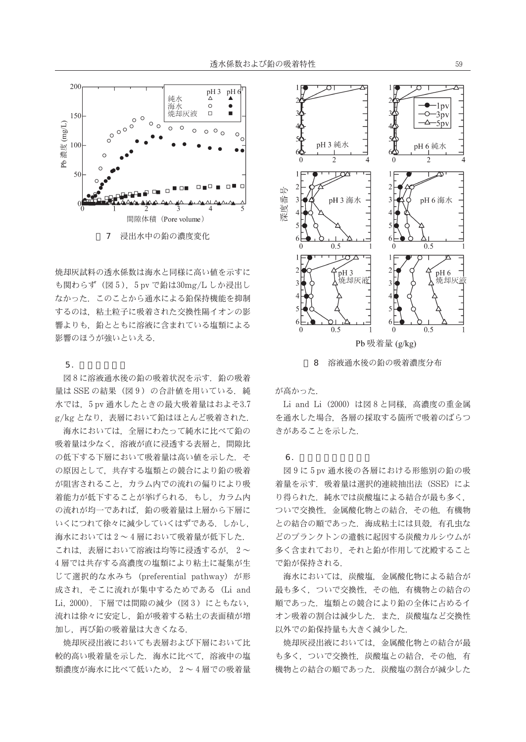図 7　浸出水中の鉛の濃度変化

焼却灰試料の透水係数は海水と同様に高い値を示すにも関わらず（図 5），5 pv で鉛は30mg/L しか浸出しなかった．このことから通水による鉛保持機能を抑制するのは，粘土粒子に吸着された交換性陽イオンの影響よりも，鉛とともに溶液に含まれている塩類による影響のほうが強いといえる．

## 5．鉛の吸着分布

図 8 に溶液通水後の鉛の吸着状況を示す．鉛の吸着量は SSE の結果（図 9）の合計値を用いている．純水では，5 pv 通水したときの最大吸着量はおよそ3.7 g/kg となり，表層において鉛はほとんど吸着された．

海水においては，全層にわたって純水に比べて鉛の吸着量は少なく，溶液が直に浸透する表層と，間隙比の低下する下層において吸着量は高い値を示した．その原因として，共存する塩類との競合により鉛の吸着が阻害されること，カラム内での流れの偏りにより吸着能力が低下することが挙げられる．もし，カラム内の流れが均一であれば，鉛の吸着量は上層から下層にいくにつれて徐々に減少していくはずである．しかし，海水においては 2 ～ 4 層において吸着量が低下した．これは，表層において溶液は均等に浸透するが，2 ～ 4 層では共存する高濃度の塩類により粘土に凝集が生じて選択的な水みち（preferential pathway）が形成され，そこに流れが集中するためである（Li and Li, 2000）．下層では間隙の減少（図 3）にともない，流れは徐々に安定し，鉛が吸着する粘土の表面積が増加し，再び鉛の吸着量は大きくなる．

焼却灰浸出液においても表層および下層において比較的高い吸着量を示した．海水に比べて，溶液中の塩類濃度が海水に比べて低いため，2 ～ 4 層での吸着量が高かった．

Li and Li（2000）は図 8 と同様，高濃度の重金属を通水した場合，各層の採取する箇所で吸着のばらつきがあることを示した．

図 8　溶液通水後の鉛の吸着濃度分布

## 6．形態別の鉛の吸着量

図 9 に 5 pv 通水後の各層における形態別の鉛の吸着量を示す．吸着量は選択的連続抽出法（SSE）により得られた．純水では炭酸塩による結合が最も多く，ついで交換性，金属酸化物との結合，その他，有機物との結合の順であった．海成粘土には貝殻，有孔虫などのプランクトンの遺骸に起因する炭酸カルシウムが多く含まれており，それと鉛が作用して沈殿することで鉛が保持される．

海水においては，炭酸塩，金属酸化物による結合が最も多く，ついで交換性，その他，有機物との結合の順であった．塩類との競合により鉛の全体に占めるイオン吸着の割合は減少した．また，炭酸塩など交換性以外での鉛保持量も大きく減少した．

焼却灰浸出液においては，金属酸化物との結合が最も多く，ついで交換性，炭酸塩との結合，その他，有機物との結合の順であった．炭酸塩の割合が減少した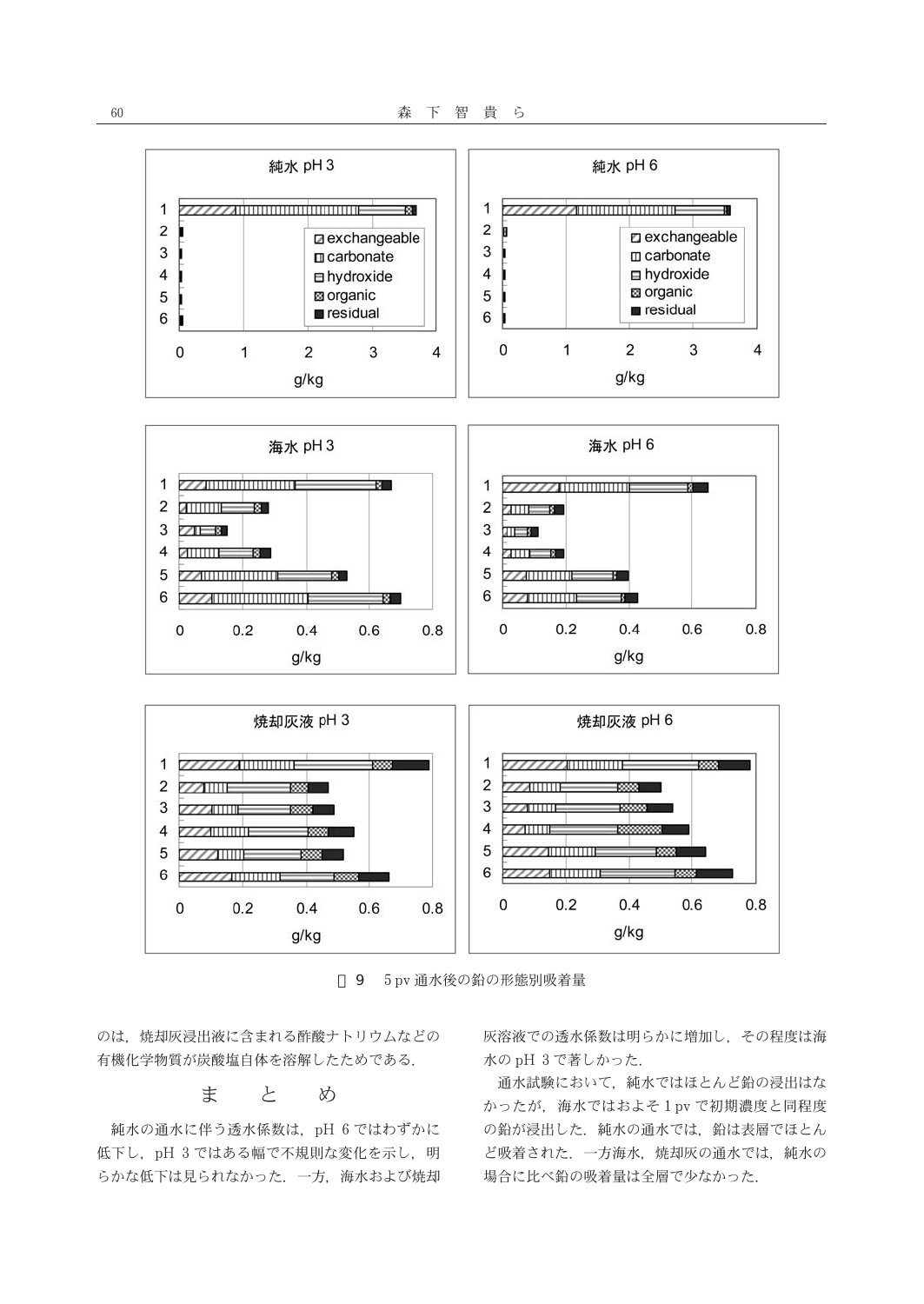図 9　5 pv 通水後の鉛の形態別吸着量

のは，焼却灰浸出液に含まれる酢酸ナトリウムなどの有機化学物質が炭酸塩自体を溶解したためである．

## ま　と　め

純水の通水に伴う透水係数は，pH 6 ではわずかに低下し，pH 3 ではある幅で不規則な変化を示し，明らかな低下は見られなかった．一方，海水および焼却灰溶液での透水係数は明らかに増加し，その程度は海水の pH 3 で著しかった．

通水試験において，純水ではほとんど鉛の浸出はなかったが，海水ではおよそ 1 pv で初期濃度と同程度の鉛が浸出した．純水の通水では，鉛は表層でほとんど吸着された．一方海水，焼却灰の通水では，純水の場合に比べ鉛の吸着量は全層で少なかった．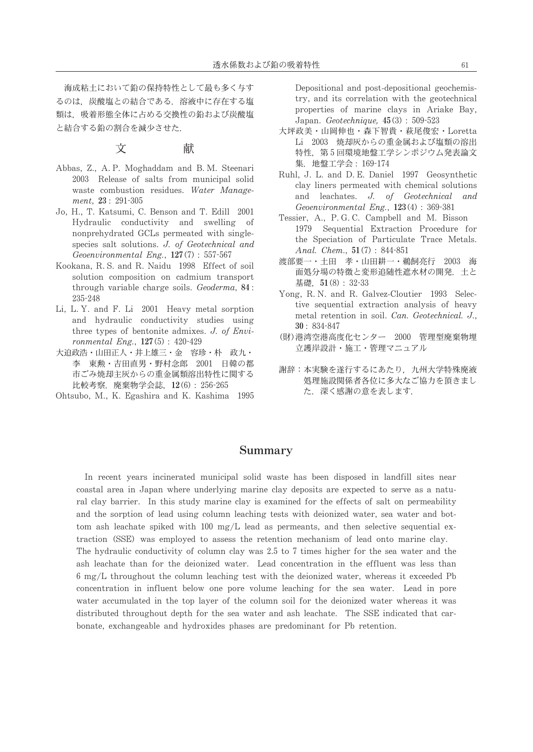海成粘土において鉛の保持特性として最も多く与するのは，炭酸塩との結合である．溶液中に存在する塩類は，吸着形態全体に占める交換性の鉛および炭酸塩と結合する鉛の割合を減少させた．

## 文　献

Abbas, Z., A. P. Moghaddam and B. M. Steenari 2003 Release of salts from municipal solid waste combustion residues. *Water Management*, **23**: 291-305

Jo, H., T. Katsumi, C. Benson and T. Edill 2001 Hydraulic conductivity and swelling of nonprehydrated GCLs permeated with single-species salt solutions. *J. of Geotechnical and Geoenvironmental Eng.*, **127**(7): 557-567

Kookana, R. S. and R. Naidu 1998 Effect of soil solution composition on cadmium transport through variable charge soils. *Geoderma*, **84**: 235-248

Li, L. Y. and F. Li 2001 Heavy metal sorption and hydraulic conductivity studies using three types of bentonite admixes. *J. of Environmental Eng.*, **127**(5): 420-429

大迫政浩・山田正人・井上雄三・金　容珍・朴　政九・李　東勲・吉田直男・野村念郎　2001　日韓の都市ごみ焼却主灰からの重金属類溶出特性に関する比較考察．廃棄物学会誌，**12**(6)：256-265

Ohtsubo, M., K. Egashira and K. Kashima 1995 Depositional and post-depositional geochemistry, and its correlation with the geotechnical properties of marine clays in Ariake Bay, Japan. *Geotechnique,* **45**(3): 509-523

大坪政美・山岡伸也・森下智貴・萩尾俊宏・Loretta Li　2003　焼却灰からの重金属および塩類の溶出特性，第5回環境地盤工学シンポジウム発表論文集．地盤工学会：169-174

Ruhl, J. L. and D. E. Daniel 1997 Geosynthetic clay liners permeated with chemical solutions and leachates. *J. of Geotechnical and Geoenvironmental Eng.*, **123**(4): 369-381

Tessier, A., P. G. C. Campbell and M. Bisson 1979 Sequential Extraction Procedure for the Speciation of Particulate Trace Metals. *Anal. Chem.*, **51**(7): 844-851

渡部要一・土田　孝・山田耕一・鵜飼亮行　2003　海面処分場の特徴と変形追随性遮水材の開発．土と基礎，**51**(8)：32-33

Yong, R. N. and R. Galvez-Cloutier 1993 Selective sequential extraction analysis of heavy metal retention in soil. *Can. Geotechnical. J.*, **30**: 834-847

(財)港湾空港高度化センター　2000　管理型廃棄物埋立護岸設計・施工・管理マニュアル

謝辞：本実験を遂行するにあたり，九州大学特殊廃液処理施設関係者各位に多大なご協力を頂きました．深く感謝の意を表します．

## Summary

In recent years incinerated municipal solid waste has been disposed in landfill sites near coastal area in Japan where underlying marine clay deposits are expected to serve as a natural clay barrier. In this study marine clay is examined for the effects of salt on permeability and the sorption of lead using column leaching tests with deionized water, sea water and bottom ash leachate spiked with 100 mg/L lead as permeants, and then selective sequential extraction (SSE) was employed to assess the retention mechanism of lead onto marine clay. The hydraulic conductivity of column clay was 2.5 to 7 times higher for the sea water and the ash leachate than for the deionized water. Lead concentration in the effluent was less than 6 mg/L throughout the column leaching test with the deionized water, whereas it exceeded Pb concentration in influent below one pore volume leaching for the sea water. Lead in pore water accumulated in the top layer of the column soil for the deionized water whereas it was distributed throughout depth for the sea water and ash leachate. The SSE indicated that carbonate, exchangeable and hydroxides phases are predominant for Pb retention.